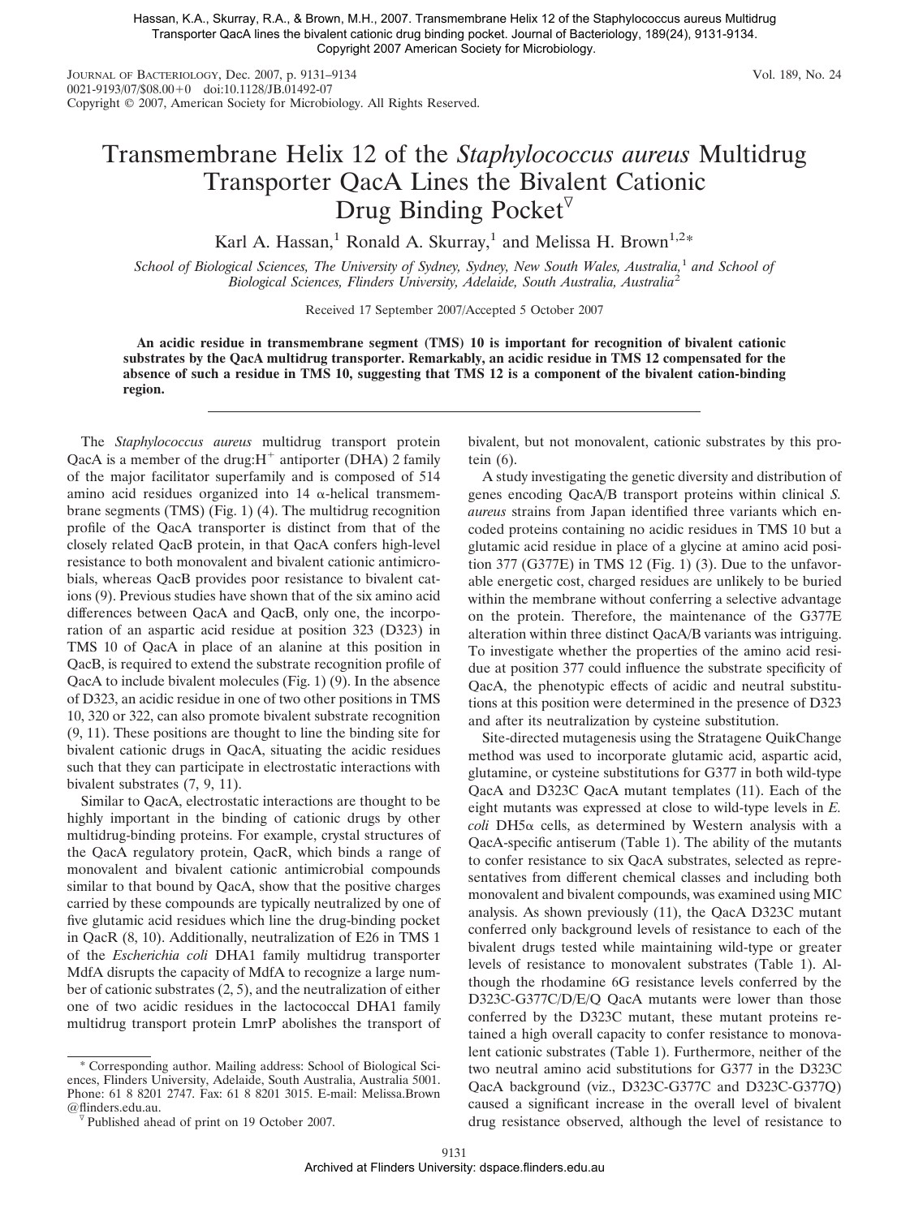Hassan, K.A., Skurray, R.A., & Brown, M.H., 2007. Transmembrane Helix 12 of the Staphylococcus aureus Multidrug Transporter QacA lines the bivalent cationic drug binding pocket. Journal of Bacteriology, 189(24), 9131-9134. Copyright 2007 American Society for Microbiology.

JOURNAL OF BACTERIOLOGY, Dec. 2007, p. 9131–9134
0021-9193/07/$08.00+0 doi:10.1128/JB.01492-07
Copyright © 2007, American Society for Microbiology. All Rights Reserved.

Vol. 189, No. 24

# Transmembrane Helix 12 of the *Staphylococcus aureus* Multidrug Transporter QacA Lines the Bivalent Cationic Drug Binding Pocket▽

Karl A. Hassan,[1] Ronald A. Skurray,[1] and Melissa H. Brown[1,2]*

*School of Biological Sciences, The University of Sydney, Sydney, New South Wales, Australia,[1] and School of Biological Sciences, Flinders University, Adelaide, South Australia, Australia[2]*

Received 17 September 2007/Accepted 5 October 2007

**An acidic residue in transmembrane segment (TMS) 10 is important for recognition of bivalent cationic substrates by the QacA multidrug transporter. Remarkably, an acidic residue in TMS 12 compensated for the absence of such a residue in TMS 10, suggesting that TMS 12 is a component of the bivalent cation-binding region.**

The *Staphylococcus aureus* multidrug transport protein QacA is a member of the drug:$H^+$ antiporter (DHA) 2 family of the major facilitator superfamily and is composed of 514 amino acid residues organized into 14 α-helical transmembrane segments (TMS) (Fig. 1) (4). The multidrug recognition profile of the QacA transporter is distinct from that of the closely related QacB protein, in that QacA confers high-level resistance to both monovalent and bivalent cationic antimicrobials, whereas QacB provides poor resistance to bivalent cations (9). Previous studies have shown that of the six amino acid differences between QacA and QacB, only one, the incorporation of an aspartic acid residue at position 323 (D323) in TMS 10 of QacA in place of an alanine at this position in QacB, is required to extend the substrate recognition profile of QacA to include bivalent molecules (Fig. 1) (9). In the absence of D323, an acidic residue in one of two other positions in TMS 10, 320 or 322, can also promote bivalent substrate recognition (9, 11). These positions are thought to line the binding site for bivalent cationic drugs in QacA, situating the acidic residues such that they can participate in electrostatic interactions with bivalent substrates (7, 9, 11).

Similar to QacA, electrostatic interactions are thought to be highly important in the binding of cationic drugs by other multidrug-binding proteins. For example, crystal structures of the QacA regulatory protein, QacR, which binds a range of monovalent and bivalent cationic antimicrobial compounds similar to that bound by QacA, show that the positive charges carried by these compounds are typically neutralized by one of five glutamic acid residues which line the drug-binding pocket in QacR (8, 10). Additionally, neutralization of E26 in TMS 1 of the *Escherichia coli* DHA1 family multidrug transporter MdfA disrupts the capacity of MdfA to recognize a large number of cationic substrates (2, 5), and the neutralization of either one of two acidic residues in the lactococcal DHA1 family multidrug transport protein LmrP abolishes the transport of bivalent, but not monovalent, cationic substrates by this protein (6).

A study investigating the genetic diversity and distribution of genes encoding QacA/B transport proteins within clinical *S. aureus* strains from Japan identified three variants which encoded proteins containing no acidic residues in TMS 10 but a glutamic acid residue in place of a glycine at amino acid position 377 (G377E) in TMS 12 (Fig. 1) (3). Due to the unfavorable energetic cost, charged residues are unlikely to be buried within the membrane without conferring a selective advantage on the protein. Therefore, the maintenance of the G377E alteration within three distinct QacA/B variants was intriguing. To investigate whether the properties of the amino acid residue at position 377 could influence the substrate specificity of QacA, the phenotypic effects of acidic and neutral substitutions at this position were determined in the presence of D323 and after its neutralization by cysteine substitution.

Site-directed mutagenesis using the Stratagene QuikChange method was used to incorporate glutamic acid, aspartic acid, glutamine, or cysteine substitutions for G377 in both wild-type QacA and D323C QacA mutant templates (11). Each of the eight mutants was expressed at close to wild-type levels in *E. coli* DH5α cells, as determined by Western analysis with a QacA-specific antiserum (Table 1). The ability of the mutants to confer resistance to six QacA substrates, selected as representatives from different chemical classes and including both monovalent and bivalent compounds, was examined using MIC analysis. As shown previously (11), the QacA D323C mutant conferred only background levels of resistance to each of the bivalent drugs tested while maintaining wild-type or greater levels of resistance to monovalent substrates (Table 1). Although the rhodamine 6G resistance levels conferred by the D323C-G377C/D/E/Q QacA mutants were lower than those conferred by the D323C mutant, these mutant proteins retained a high overall capacity to confer resistance to monovalent cationic substrates (Table 1). Furthermore, neither of the two neutral amino acid substitutions for G377 in the D323C QacA background (viz., D323C-G377C and D323C-G377Q) caused a significant increase in the overall level of bivalent drug resistance observed, although the level of resistance to

\* Corresponding author. Mailing address: School of Biological Sciences, Flinders University, Adelaide, South Australia, Australia 5001. Phone: 61 8 8201 2747. Fax: 61 8 8201 3015. E-mail: Melissa.Brown@flinders.edu.au.

▽ Published ahead of print on 19 October 2007.

Archived at Flinders University: dspace.flinders.edu.au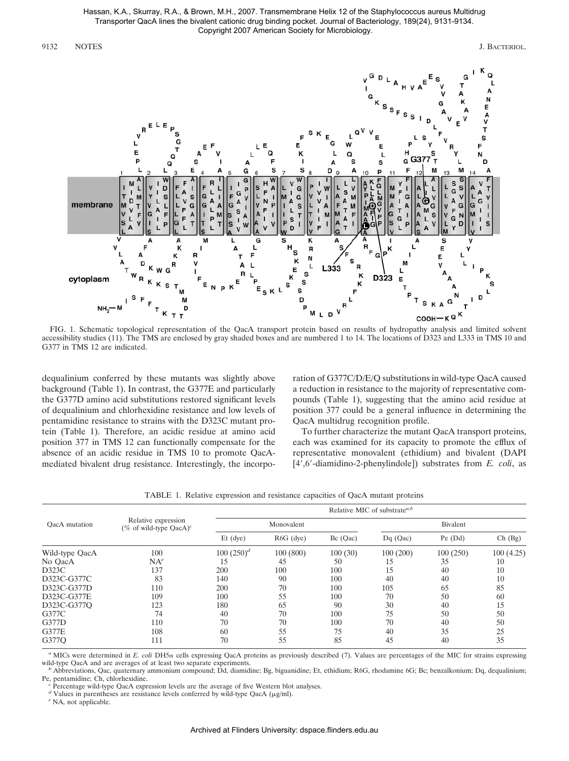Hassan, K.A., Skurray, R.A., & Brown, M.H., 2007. Transmembrane Helix 12 of the Staphylococcus aureus Multidrug Transporter QacA lines the bivalent cationic drug binding pocket. Journal of Bacteriology, 189(24), 9131-9134. Copyright 2007 American Society for Microbiology.

FIG. 1. Schematic topological representation of the QacA transport protein based on results of hydropathy analysis and limited solvent accessibility studies (11). The TMS are enclosed by gray shaded boxes and are numbered 1 to 14. The locations of D323 and L333 in TMS 10 and G377 in TMS 12 are indicated.

dequalinium conferred by these mutants was slightly above background (Table 1). In contrast, the G377E and particularly the G377D amino acid substitutions restored significant levels of dequalinium and chlorhexidine resistance and low levels of pentamidine resistance to strains with the D323C mutant protein (Table 1). Therefore, an acidic residue at amino acid position 377 in TMS 12 can functionally compensate for the absence of an acidic residue in TMS 10 to promote QacA-mediated bivalent drug resistance. Interestingly, the incorporation of G377C/D/E/Q substitutions in wild-type QacA caused a reduction in resistance to the majority of representative compounds (Table 1), suggesting that the amino acid residue at position 377 could be a general influence in determining the QacA multidrug recognition profile.

To further characterize the mutant QacA transport proteins, each was examined for its capacity to promote the efflux of representative monovalent (ethidium) and bivalent (DAPI [4′,6′-diamidino-2-phenylindole]) substrates from *E. coli*, as

TABLE 1. Relative expression and resistance capacities of QacA mutant proteins

| QacA mutation | Relative expression (% of wild-type QacA)[c] | Relative MIC of substrate[a,b] | | | | | |
|---|---|---|---|---|---|---|---|
| | | Monovalent | | | Bivalent | | |
| | | Et (dye) | R6G (dye) | Bc (Qac) | Dq (Qac) | Pe (Dd) | Ch (Bg) |
| Wild-type QacA | 100 | 100 (250)[d] | 100 (800) | 100 (30) | 100 (200) | 100 (250) | 100 (4.25) |
| No QacA | NA[e] | 15 | 45 | 50 | 15 | 35 | 10 |
| D323C | 137 | 200 | 100 | 100 | 15 | 40 | 10 |
| D323C-G377C | 83 | 140 | 90 | 100 | 40 | 40 | 10 |
| D323C-G377D | 110 | 200 | 70 | 100 | 105 | 65 | 85 |
| D323C-G377E | 109 | 100 | 55 | 100 | 70 | 50 | 60 |
| D323C-G377Q | 123 | 180 | 65 | 90 | 30 | 40 | 15 |
| G377C | 74 | 40 | 70 | 100 | 75 | 50 | 50 |
| G377D | 110 | 70 | 70 | 100 | 70 | 40 | 50 |
| G377E | 108 | 60 | 55 | 75 | 40 | 35 | 25 |
| G377Q | 111 | 70 | 55 | 85 | 45 | 40 | 35 |

[a] MICs were determined in *E. coli* DH5α cells expressing QacA proteins as previously described (7). Values are percentages of the MIC for strains expressing wild-type QacA and are averages of at least two separate experiments.

[b] Abbreviations, Qac, quaternary ammonium compound; Dd, diamidine; Bg, biguanidine; Et, ethidium; R6G, rhodamine 6G; Bc; benzalkonium; Dq, dequalinium; Pe, pentamidine; Ch, chlorhexidine.

[c] Percentage wild-type QacA expression levels are the average of five Western blot analyses.

[d] Values in parentheses are resistance levels conferred by wild-type QacA (μg/ml).

[e] NA, not applicable.

Archived at Flinders University: dspace.flinders.edu.au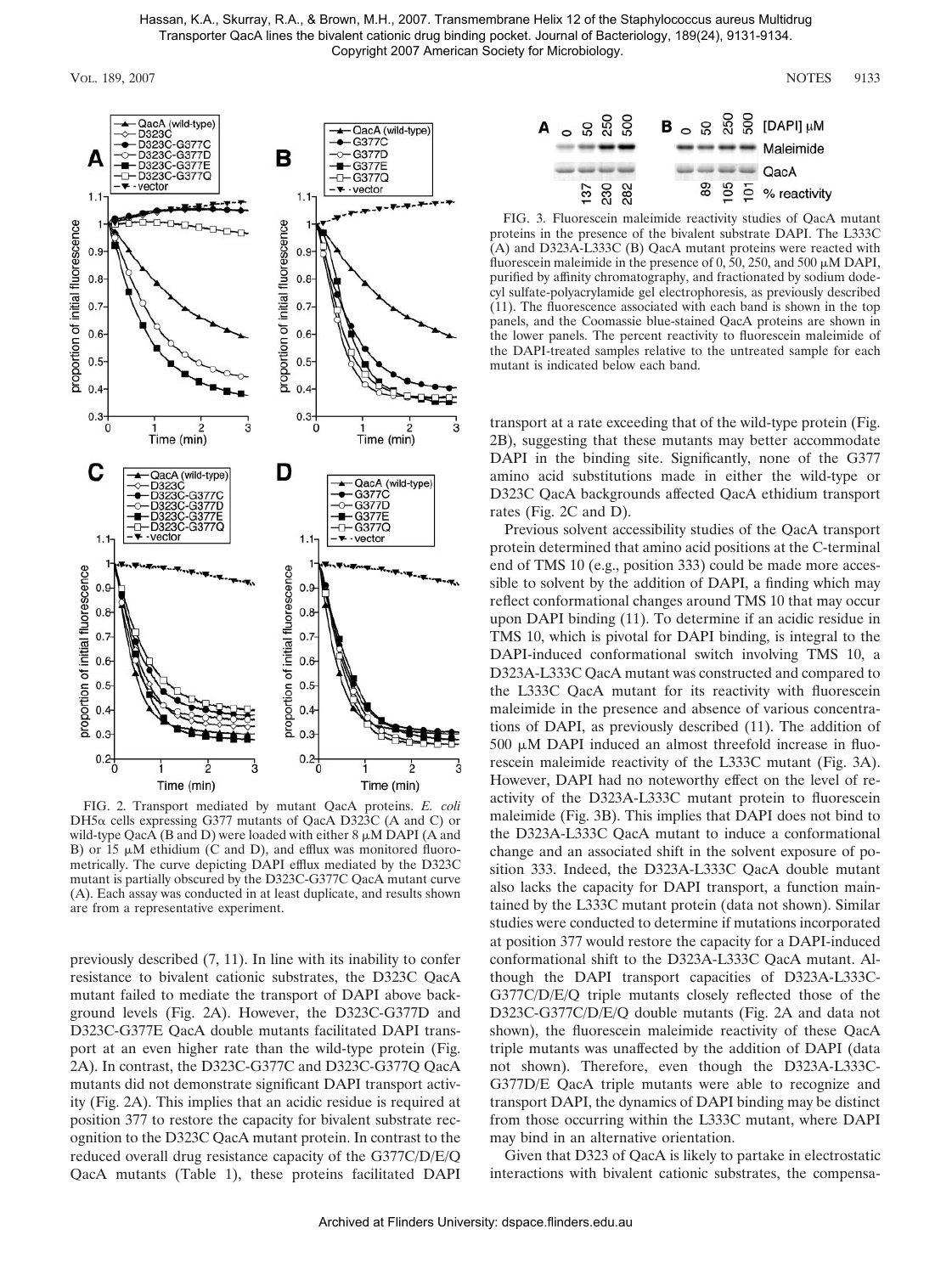FIG. 2. Transport mediated by mutant QacA proteins. *E. coli* DH5α cells expressing G377 mutants of QacA D323C (A and C) or wild-type QacA (B and D) were loaded with either 8 μM DAPI (A and B) or 15 μM ethidium (C and D), and efflux was monitored fluorometrically. The curve depicting DAPI efflux mediated by the D323C mutant is partially obscured by the D323C-G377C QacA mutant curve (A). Each assay was conducted in at least duplicate, and results shown are from a representative experiment.

previously described (7, 11). In line with its inability to confer resistance to bivalent cationic substrates, the D323C QacA mutant failed to mediate the transport of DAPI above background levels (Fig. 2A). However, the D323C-G377D and D323C-G377E QacA double mutants facilitated DAPI transport at an even higher rate than the wild-type protein (Fig. 2A). In contrast, the D323C-G377C and D323C-G377Q QacA mutants did not demonstrate significant DAPI transport activity (Fig. 2A). This implies that an acidic residue is required at position 377 to restore the capacity for bivalent substrate recognition to the D323C QacA mutant protein. In contrast to the reduced overall drug resistance capacity of the G377C/D/E/Q QacA mutants (Table 1), these proteins facilitated DAPI transport at a rate exceeding that of the wild-type protein (Fig. 2B), suggesting that these mutants may better accommodate DAPI in the binding site. Significantly, none of the G377 amino acid substitutions made in either the wild-type or D323C QacA backgrounds affected QacA ethidium transport rates (Fig. 2C and D).

FIG. 3. Fluorescein maleimide reactivity studies of QacA mutant proteins in the presence of the bivalent substrate DAPI. The L333C (A) and D323A-L333C (B) QacA mutant proteins were reacted with fluorescein maleimide in the presence of 0, 50, 250, and 500 μM DAPI, purified by affinity chromatography, and fractionated by sodium dodecyl sulfate-polyacrylamide gel electrophoresis, as previously described (11). The fluorescence associated with each band is shown in the top panels, and the Coomassie blue-stained QacA proteins are shown in the lower panels. The percent reactivity to fluorescein maleimide of the DAPI-treated samples relative to the untreated sample for each mutant is indicated below each band.

Previous solvent accessibility studies of the QacA transport protein determined that amino acid positions at the C-terminal end of TMS 10 (e.g., position 333) could be made more accessible to solvent by the addition of DAPI, a finding which may reflect conformational changes around TMS 10 that may occur upon DAPI binding (11). To determine if an acidic residue in TMS 10, which is pivotal for DAPI binding, is integral to the DAPI-induced conformational switch involving TMS 10, a D323A-L333C QacA mutant was constructed and compared to the L333C QacA mutant for its reactivity with fluorescein maleimide in the presence and absence of various concentrations of DAPI, as previously described (11). The addition of 500 μM DAPI induced an almost threefold increase in fluorescein maleimide reactivity of the L333C mutant (Fig. 3A). However, DAPI had no noteworthy effect on the level of reactivity of the D323A-L333C mutant protein to fluorescein maleimide (Fig. 3B). This implies that DAPI does not bind to the D323A-L333C QacA mutant to induce a conformational change and an associated shift in the solvent exposure of position 333. Indeed, the D323A-L333C QacA double mutant also lacks the capacity for DAPI transport, a function maintained by the L333C mutant protein (data not shown). Similar studies were conducted to determine if mutations incorporated at position 377 would restore the capacity for a DAPI-induced conformational shift to the D323A-L333C QacA mutant. Although the DAPI transport capacities of D323A-L333C-G377C/D/E/Q triple mutants closely reflected those of the D323C-G377C/D/E/Q double mutants (Fig. 2A and data not shown), the fluorescein maleimide reactivity of these QacA triple mutants was unaffected by the addition of DAPI (data not shown). Therefore, even though the D323A-L333C-G377D/E QacA triple mutants were able to recognize and transport DAPI, the dynamics of DAPI binding may be distinct from those occurring within the L333C mutant, where DAPI may bind in an alternative orientation.

Given that D323 of QacA is likely to partake in electrostatic interactions with bivalent cationic substrates, the compensa-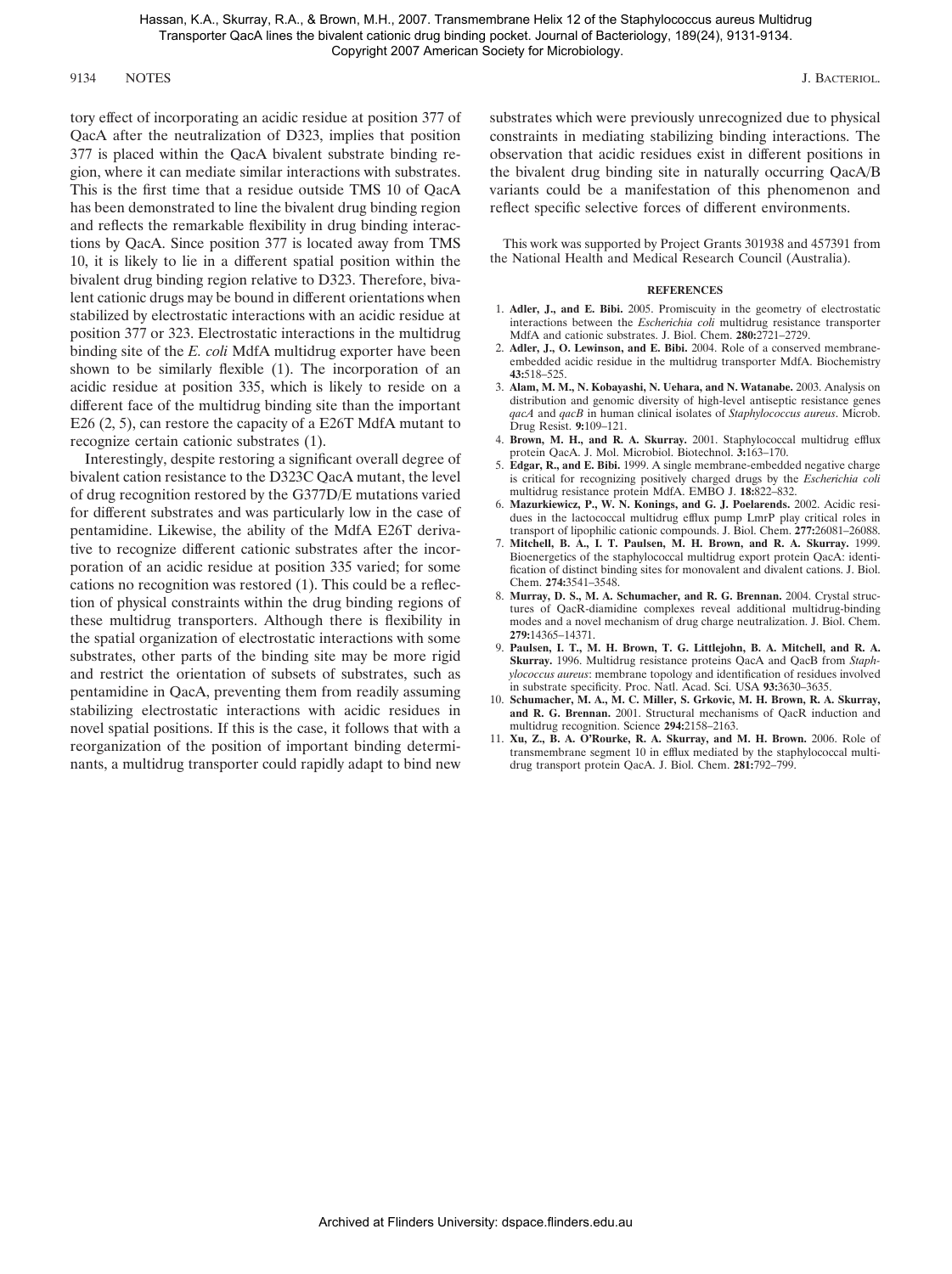tory effect of incorporating an acidic residue at position 377 of QacA after the neutralization of D323, implies that position 377 is placed within the QacA bivalent substrate binding region, where it can mediate similar interactions with substrates. This is the first time that a residue outside TMS 10 of QacA has been demonstrated to line the bivalent drug binding region and reflects the remarkable flexibility in drug binding interactions by QacA. Since position 377 is located away from TMS 10, it is likely to lie in a different spatial position within the bivalent drug binding region relative to D323. Therefore, bivalent cationic drugs may be bound in different orientations when stabilized by electrostatic interactions with an acidic residue at position 377 or 323. Electrostatic interactions in the multidrug binding site of the *E. coli* MdfA multidrug exporter have been shown to be similarly flexible (1). The incorporation of an acidic residue at position 335, which is likely to reside on a different face of the multidrug binding site than the important E26 (2, 5), can restore the capacity of a E26T MdfA mutant to recognize certain cationic substrates (1).

Interestingly, despite restoring a significant overall degree of bivalent cation resistance to the D323C QacA mutant, the level of drug recognition restored by the G377D/E mutations varied for different substrates and was particularly low in the case of pentamidine. Likewise, the ability of the MdfA E26T derivative to recognize different cationic substrates after the incorporation of an acidic residue at position 335 varied; for some cations no recognition was restored (1). This could be a reflection of physical constraints within the drug binding regions of these multidrug transporters. Although there is flexibility in the spatial organization of electrostatic interactions with some substrates, other parts of the binding site may be more rigid and restrict the orientation of subsets of substrates, such as pentamidine in QacA, preventing them from readily assuming stabilizing electrostatic interactions with acidic residues in novel spatial positions. If this is the case, it follows that with a reorganization of the position of important binding determinants, a multidrug transporter could rapidly adapt to bind new substrates which were previously unrecognized due to physical constraints in mediating stabilizing binding interactions. The observation that acidic residues exist in different positions in the bivalent drug binding site in naturally occurring QacA/B variants could be a manifestation of this phenomenon and reflect specific selective forces of different environments.

This work was supported by Project Grants 301938 and 457391 from the National Health and Medical Research Council (Australia).

## REFERENCES

1. **Adler, J., and E. Bibi.** 2005. Promiscuity in the geometry of electrostatic interactions between the *Escherichia coli* multidrug resistance transporter MdfA and cationic substrates. J. Biol. Chem. **280:**2721–2729.
2. **Adler, J., O. Lewinson, and E. Bibi.** 2004. Role of a conserved membrane-embedded acidic residue in the multidrug transporter MdfA. Biochemistry **43:**518–525.
3. **Alam, M. M., N. Kobayashi, N. Uehara, and N. Watanabe.** 2003. Analysis on distribution and genomic diversity of high-level antiseptic resistance genes *qacA* and *qacB* in human clinical isolates of *Staphylococcus aureus*. Microb. Drug Resist. **9:**109–121.
4. **Brown, M. H., and R. A. Skurray.** 2001. Staphylococcal multidrug efflux protein QacA. J. Mol. Microbiol. Biotechnol. **3:**163–170.
5. **Edgar, R., and E. Bibi.** 1999. A single membrane-embedded negative charge is critical for recognizing positively charged drugs by the *Escherichia coli* multidrug resistance protein MdfA. EMBO J. **18:**822–832.
6. **Mazurkiewicz, P., W. N. Konings, and G. J. Poelarends.** 2002. Acidic residues in the lactococcal multidrug efflux pump LmrP play critical roles in transport of lipophilic cationic compounds. J. Biol. Chem. **277:**26081–26088.
7. **Mitchell, B. A., I. T. Paulsen, M. H. Brown, and R. A. Skurray.** 1999. Bioenergetics of the staphylococcal multidrug export protein QacA: identification of distinct binding sites for monovalent and divalent cations. J. Biol. Chem. **274:**3541–3548.
8. **Murray, D. S., M. A. Schumacher, and R. G. Brennan.** 2004. Crystal structures of QacR-diamidine complexes reveal additional multidrug-binding modes and a novel mechanism of drug charge neutralization. J. Biol. Chem. **279:**14365–14371.
9. **Paulsen, I. T., M. H. Brown, T. G. Littlejohn, B. A. Mitchell, and R. A. Skurray.** 1996. Multidrug resistance proteins QacA and QacB from *Staphylococcus aureus*: membrane topology and identification of residues involved in substrate specificity. Proc. Natl. Acad. Sci. USA **93:**3630–3635.
10. **Schumacher, M. A., M. C. Miller, S. Grkovic, M. H. Brown, R. A. Skurray, and R. G. Brennan.** 2001. Structural mechanisms of QacR induction and multidrug recognition. Science **294:**2158–2163.
11. **Xu, Z., B. A. O'Rourke, R. A. Skurray, and M. H. Brown.** 2006. Role of transmembrane segment 10 in efflux mediated by the staphylococcal multidrug transport protein QacA. J. Biol. Chem. **281:**792–799.